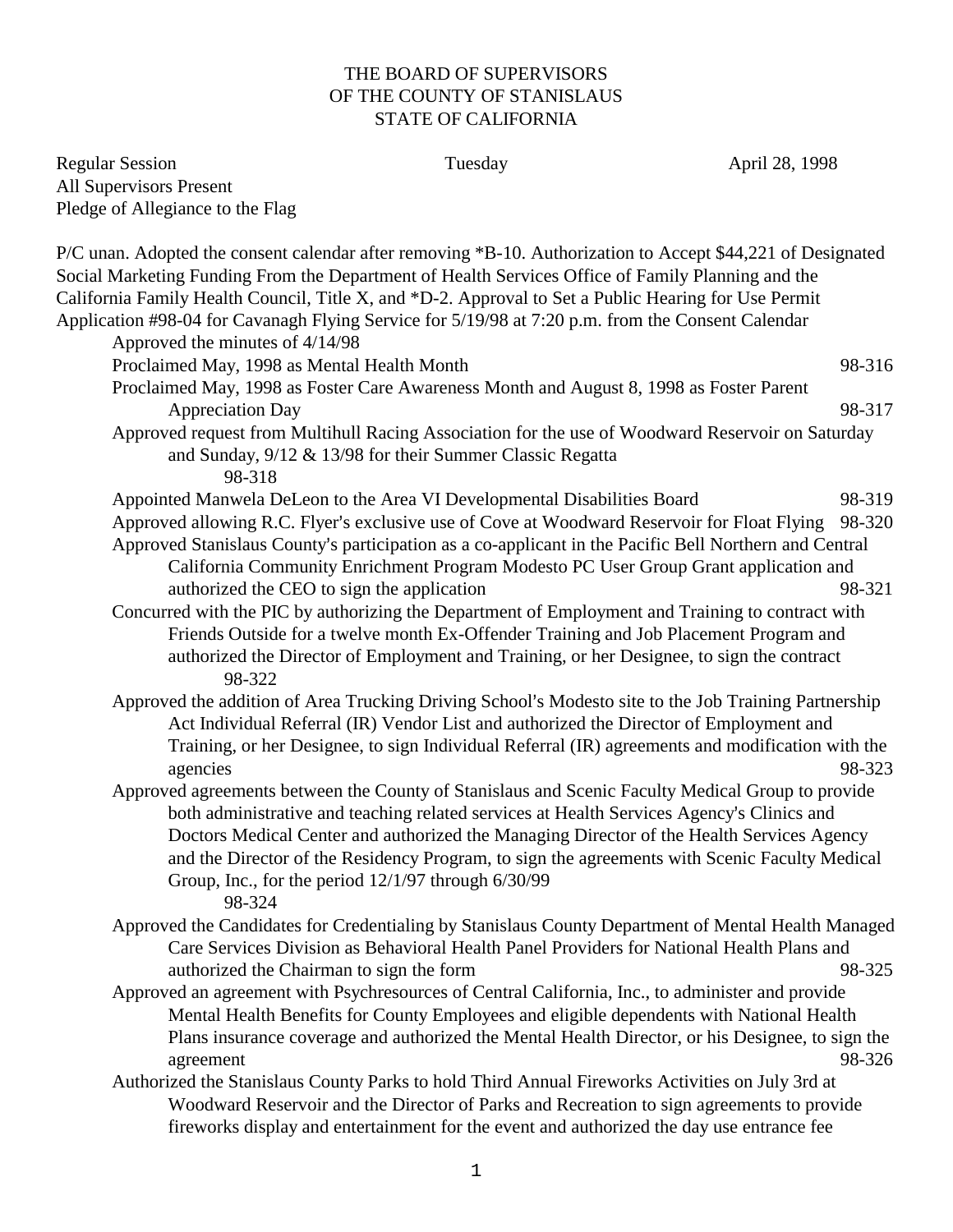THE BOARD OF SUPERVISORS
OF THE COUNTY OF STANISLAUS
STATE OF CALIFORNIA

Regular Session Tuesday April 28, 1998
All Supervisors Present
Pledge of Allegiance to the Flag

P/C unan. Adopted the consent calendar after removing *B-10. Authorization to Accept $44,221 of Designated Social Marketing Funding From the Department of Health Services Office of Family Planning and the California Family Health Council, Title X, and *D-2. Approval to Set a Public Hearing for Use Permit Application #98-04 for Cavanagh Flying Service for 5/19/98 at 7:20 p.m. from the Consent Calendar

Approved the minutes of 4/14/98

Proclaimed May, 1998 as Mental Health Month 98-316

Proclaimed May, 1998 as Foster Care Awareness Month and August 8, 1998 as Foster Parent Appreciation Day 98-317

Approved request from Multihull Racing Association for the use of Woodward Reservoir on Saturday and Sunday, 9/12 & 13/98 for their Summer Classic Regatta 98-318

Appointed Manwela DeLeon to the Area VI Developmental Disabilities Board 98-319

Approved allowing R.C. Flyer's exclusive use of Cove at Woodward Reservoir for Float Flying 98-320

Approved Stanislaus County's participation as a co-applicant in the Pacific Bell Northern and Central California Community Enrichment Program Modesto PC User Group Grant application and authorized the CEO to sign the application 98-321

Concurred with the PIC by authorizing the Department of Employment and Training to contract with Friends Outside for a twelve month Ex-Offender Training and Job Placement Program and authorized the Director of Employment and Training, or her Designee, to sign the contract 98-322

Approved the addition of Area Trucking Driving School's Modesto site to the Job Training Partnership Act Individual Referral (IR) Vendor List and authorized the Director of Employment and Training, or her Designee, to sign Individual Referral (IR) agreements and modification with the agencies 98-323

Approved agreements between the County of Stanislaus and Scenic Faculty Medical Group to provide both administrative and teaching related services at Health Services Agency's Clinics and Doctors Medical Center and authorized the Managing Director of the Health Services Agency and the Director of the Residency Program, to sign the agreements with Scenic Faculty Medical Group, Inc., for the period 12/1/97 through 6/30/99 98-324

Approved the Candidates for Credentialing by Stanislaus County Department of Mental Health Managed Care Services Division as Behavioral Health Panel Providers for National Health Plans and authorized the Chairman to sign the form 98-325

Approved an agreement with Psychresources of Central California, Inc., to administer and provide Mental Health Benefits for County Employees and eligible dependents with National Health Plans insurance coverage and authorized the Mental Health Director, or his Designee, to sign the agreement 98-326

Authorized the Stanislaus County Parks to hold Third Annual Fireworks Activities on July 3rd at Woodward Reservoir and the Director of Parks and Recreation to sign agreements to provide fireworks display and entertainment for the event and authorized the day use entrance fee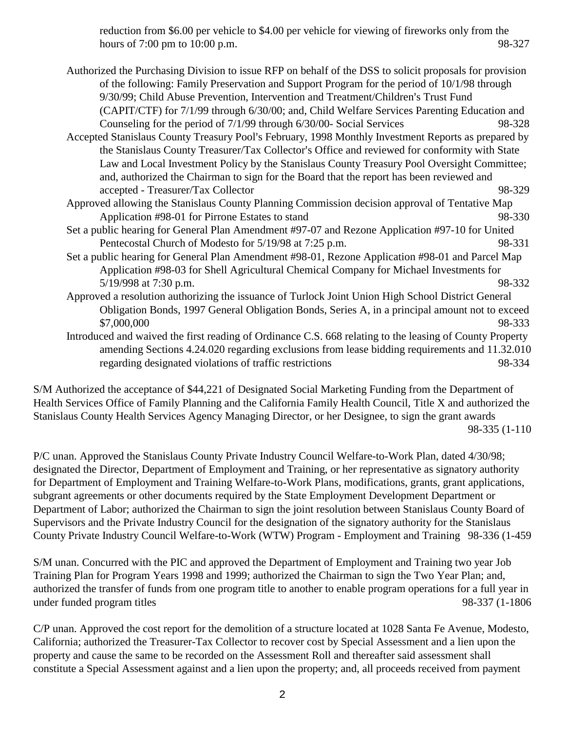reduction from \$6.00 per vehicle to \$4.00 per vehicle for viewing of fireworks only from the hours of 7:00 pm to 10:00 p.m. 98-327

Authorized the Purchasing Division to issue RFP on behalf of the DSS to solicit proposals for provision of the following: Family Preservation and Support Program for the period of 10/1/98 through 9/30/99; Child Abuse Prevention, Intervention and Treatment/Children's Trust Fund (CAPIT/CTF) for 7/1/99 through 6/30/00; and, Child Welfare Services Parenting Education and Counseling for the period of 7/1/99 through 6/30/00- Social Services 98-328

Accepted Stanislaus County Treasury Pool's February, 1998 Monthly Investment Reports as prepared by the Stanislaus County Treasurer/Tax Collector's Office and reviewed for conformity with State Law and Local Investment Policy by the Stanislaus County Treasury Pool Oversight Committee; and, authorized the Chairman to sign for the Board that the report has been reviewed and accepted - Treasurer/Tax Collector 98-329

Approved allowing the Stanislaus County Planning Commission decision approval of Tentative Map Application #98-01 for Pirrone Estates to stand 98-330

Set a public hearing for General Plan Amendment #97-07 and Rezone Application #97-10 for United Pentecostal Church of Modesto for 5/19/98 at 7:25 p.m. 98-331

Set a public hearing for General Plan Amendment #98-01, Rezone Application #98-01 and Parcel Map Application #98-03 for Shell Agricultural Chemical Company for Michael Investments for 5/19/998 at 7:30 p.m. 98-332

Approved a resolution authorizing the issuance of Turlock Joint Union High School District General Obligation Bonds, 1997 General Obligation Bonds, Series A, in a principal amount not to exceed \$7,000,000 98-333

Introduced and waived the first reading of Ordinance C.S. 668 relating to the leasing of County Property amending Sections 4.24.020 regarding exclusions from lease bidding requirements and 11.32.010 regarding designated violations of traffic restrictions 98-334

S/M Authorized the acceptance of \$44,221 of Designated Social Marketing Funding from the Department of Health Services Office of Family Planning and the California Family Health Council, Title X and authorized the Stanislaus County Health Services Agency Managing Director, or her Designee, to sign the grant awards 98-335 (1-110

P/C unan. Approved the Stanislaus County Private Industry Council Welfare-to-Work Plan, dated 4/30/98; designated the Director, Department of Employment and Training, or her representative as signatory authority for Department of Employment and Training Welfare-to-Work Plans, modifications, grants, grant applications, subgrant agreements or other documents required by the State Employment Development Department or Department of Labor; authorized the Chairman to sign the joint resolution between Stanislaus County Board of Supervisors and the Private Industry Council for the designation of the signatory authority for the Stanislaus County Private Industry Council Welfare-to-Work (WTW) Program - Employment and Training 98-336 (1-459

S/M unan. Concurred with the PIC and approved the Department of Employment and Training two year Job Training Plan for Program Years 1998 and 1999; authorized the Chairman to sign the Two Year Plan; and, authorized the transfer of funds from one program title to another to enable program operations for a full year in under funded program titles 98-337 (1-1806

C/P unan. Approved the cost report for the demolition of a structure located at 1028 Santa Fe Avenue, Modesto, California; authorized the Treasurer-Tax Collector to recover cost by Special Assessment and a lien upon the property and cause the same to be recorded on the Assessment Roll and thereafter said assessment shall constitute a Special Assessment against and a lien upon the property; and, all proceeds received from payment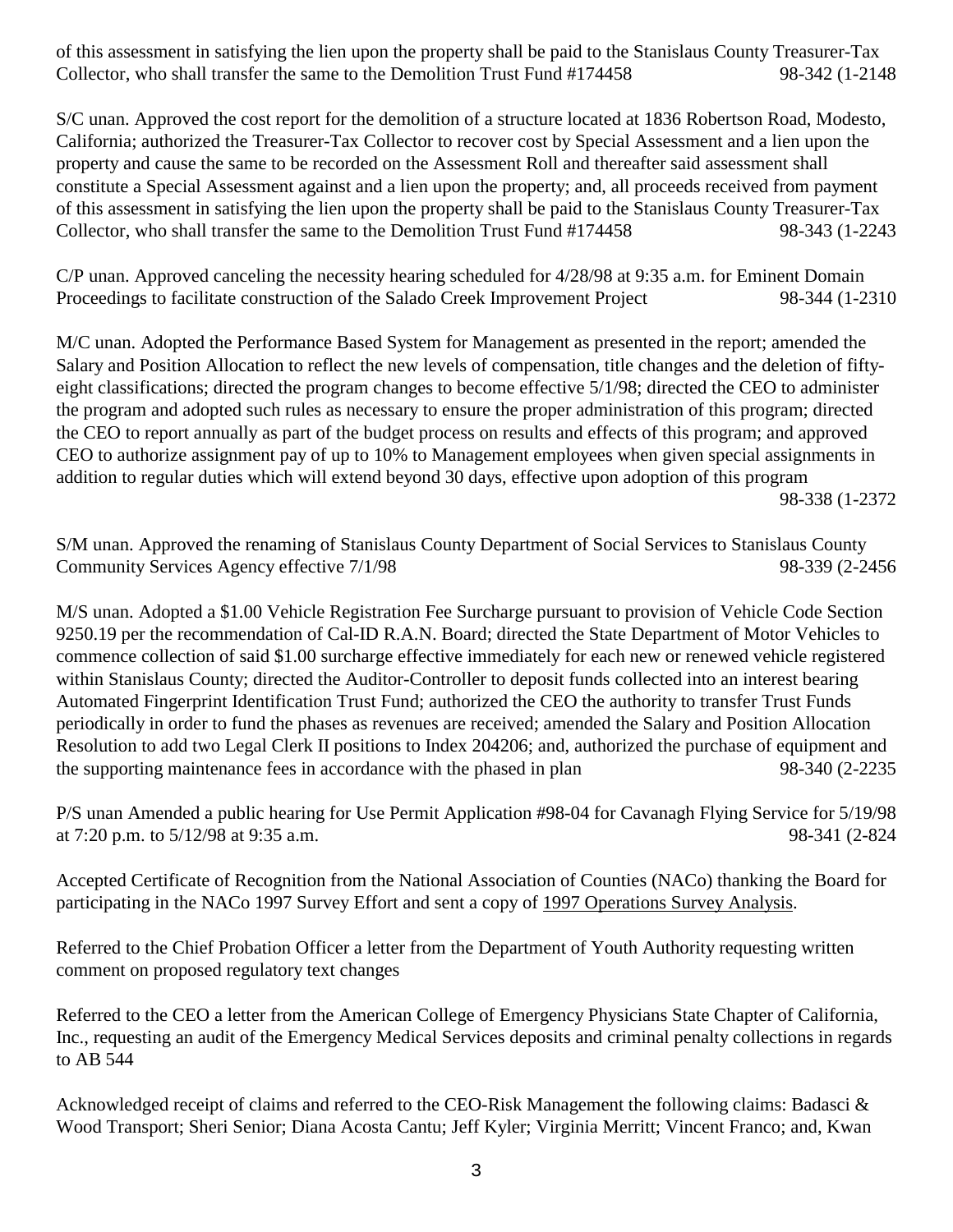of this assessment in satisfying the lien upon the property shall be paid to the Stanislaus County Treasurer-Tax Collector, who shall transfer the same to the Demolition Trust Fund #174458 98-342 (1-2148

S/C unan. Approved the cost report for the demolition of a structure located at 1836 Robertson Road, Modesto, California; authorized the Treasurer-Tax Collector to recover cost by Special Assessment and a lien upon the property and cause the same to be recorded on the Assessment Roll and thereafter said assessment shall constitute a Special Assessment against and a lien upon the property; and, all proceeds received from payment of this assessment in satisfying the lien upon the property shall be paid to the Stanislaus County Treasurer-Tax Collector, who shall transfer the same to the Demolition Trust Fund #174458 98-343 (1-2243

C/P unan. Approved canceling the necessity hearing scheduled for 4/28/98 at 9:35 a.m. for Eminent Domain Proceedings to facilitate construction of the Salado Creek Improvement Project 98-344 (1-2310

M/C unan. Adopted the Performance Based System for Management as presented in the report; amended the Salary and Position Allocation to reflect the new levels of compensation, title changes and the deletion of fifty-eight classifications; directed the program changes to become effective 5/1/98; directed the CEO to administer the program and adopted such rules as necessary to ensure the proper administration of this program; directed the CEO to report annually as part of the budget process on results and effects of this program; and approved CEO to authorize assignment pay of up to 10% to Management employees when given special assignments in addition to regular duties which will extend beyond 30 days, effective upon adoption of this program 98-338 (1-2372

S/M unan. Approved the renaming of Stanislaus County Department of Social Services to Stanislaus County Community Services Agency effective 7/1/98 98-339 (2-2456

M/S unan. Adopted a $1.00 Vehicle Registration Fee Surcharge pursuant to provision of Vehicle Code Section 9250.19 per the recommendation of Cal-ID R.A.N. Board; directed the State Department of Motor Vehicles to commence collection of said $1.00 surcharge effective immediately for each new or renewed vehicle registered within Stanislaus County; directed the Auditor-Controller to deposit funds collected into an interest bearing Automated Fingerprint Identification Trust Fund; authorized the CEO the authority to transfer Trust Funds periodically in order to fund the phases as revenues are received; amended the Salary and Position Allocation Resolution to add two Legal Clerk II positions to Index 204206; and, authorized the purchase of equipment and the supporting maintenance fees in accordance with the phased in plan 98-340 (2-2235

P/S unan Amended a public hearing for Use Permit Application #98-04 for Cavanagh Flying Service for 5/19/98 at 7:20 p.m. to 5/12/98 at 9:35 a.m. 98-341 (2-824

Accepted Certificate of Recognition from the National Association of Counties (NACo) thanking the Board for participating in the NACo 1997 Survey Effort and sent a copy of 1997 Operations Survey Analysis.

Referred to the Chief Probation Officer a letter from the Department of Youth Authority requesting written comment on proposed regulatory text changes

Referred to the CEO a letter from the American College of Emergency Physicians State Chapter of California, Inc., requesting an audit of the Emergency Medical Services deposits and criminal penalty collections in regards to AB 544

Acknowledged receipt of claims and referred to the CEO-Risk Management the following claims: Badasci & Wood Transport; Sheri Senior; Diana Acosta Cantu; Jeff Kyler; Virginia Merritt; Vincent Franco; and, Kwan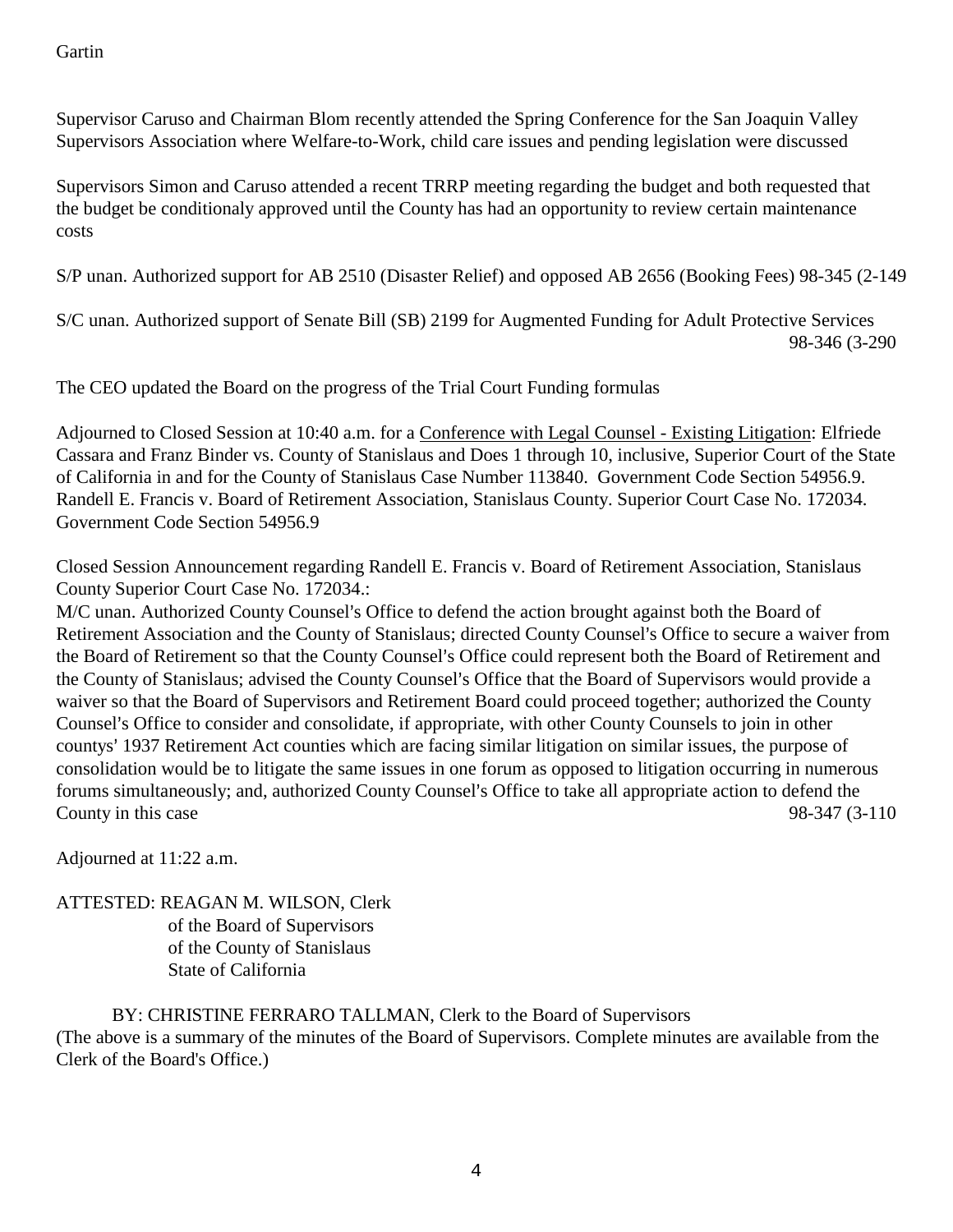Gartin

Supervisor Caruso and Chairman Blom recently attended the Spring Conference for the San Joaquin Valley Supervisors Association where Welfare-to-Work, child care issues and pending legislation were discussed

Supervisors Simon and Caruso attended a recent TRRP meeting regarding the budget and both requested that the budget be conditionaly approved until the County has had an opportunity to review certain maintenance costs

S/P unan. Authorized support for AB 2510 (Disaster Relief) and opposed AB 2656 (Booking Fees) 98-345 (2-149

S/C unan. Authorized support of Senate Bill (SB) 2199 for Augmented Funding for Adult Protective Services 98-346 (3-290

The CEO updated the Board on the progress of the Trial Court Funding formulas

Adjourned to Closed Session at 10:40 a.m. for a Conference with Legal Counsel - Existing Litigation: Elfriede Cassara and Franz Binder vs. County of Stanislaus and Does 1 through 10, inclusive, Superior Court of the State of California in and for the County of Stanislaus Case Number 113840. Government Code Section 54956.9. Randell E. Francis v. Board of Retirement Association, Stanislaus County. Superior Court Case No. 172034. Government Code Section 54956.9

Closed Session Announcement regarding Randell E. Francis v. Board of Retirement Association, Stanislaus County Superior Court Case No. 172034.:
M/C unan. Authorized County Counsel's Office to defend the action brought against both the Board of Retirement Association and the County of Stanislaus; directed County Counsel's Office to secure a waiver from the Board of Retirement so that the County Counsel's Office could represent both the Board of Retirement and the County of Stanislaus; advised the County Counsel's Office that the Board of Supervisors would provide a waiver so that the Board of Supervisors and Retirement Board could proceed together; authorized the County Counsel's Office to consider and consolidate, if appropriate, with other County Counsels to join in other countys' 1937 Retirement Act counties which are facing similar litigation on similar issues, the purpose of consolidation would be to litigate the same issues in one forum as opposed to litigation occurring in numerous forums simultaneously; and, authorized County Counsel's Office to take all appropriate action to defend the County in this case 98-347 (3-110

Adjourned at 11:22 a.m.

ATTESTED: REAGAN M. WILSON, Clerk
of the Board of Supervisors
of the County of Stanislaus
State of California

BY: CHRISTINE FERRARO TALLMAN, Clerk to the Board of Supervisors
(The above is a summary of the minutes of the Board of Supervisors. Complete minutes are available from the Clerk of the Board's Office.)